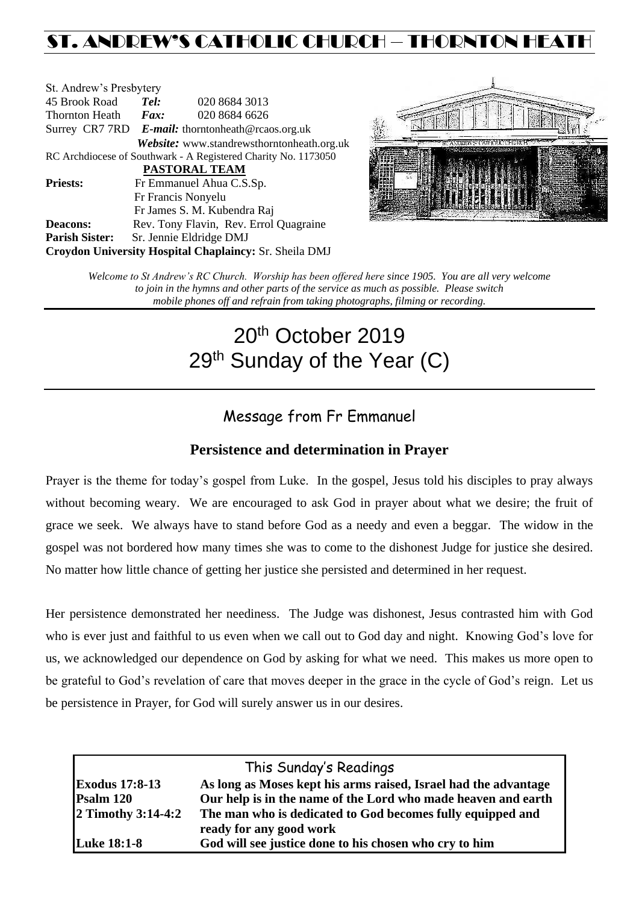# ST. ANDREW'S CATHOLIC CHURCH – THORNTON HEATH

St. Andrew's Presbytery
45 Brook Road *Tel:* 020 8684 3013
Thornton Heath *Fax:* 020 8684 6626
Surrey CR7 7RD *E-mail:* thorntonheath@rcaos.org.uk
*Website:* www.standrewsthorntonheath.org.uk
RC Archdiocese of Southwark - A Registered Charity No. 1173050

**PASTORAL TEAM**

**Priests:** Fr Emmanuel Ahua C.S.Sp.
Fr Francis Nonyelu
Fr James S. M. Kubendra Raj
**Deacons:** Rev. Tony Flavin, Rev. Errol Quagraine
**Parish Sister:** Sr. Jennie Eldridge DMJ
**Croydon University Hospital Chaplaincy:** Sr. Sheila DMJ

*Welcome to St Andrew's RC Church. Worship has been offered here since 1905. You are all very welcome to join in the hymns and other parts of the service as much as possible. Please switch mobile phones off and refrain from taking photographs, filming or recording.*

# 20th October 2019
# 29th Sunday of the Year (C)

## Message from Fr Emmanuel

### Persistence and determination in Prayer

Prayer is the theme for today's gospel from Luke. In the gospel, Jesus told his disciples to pray always without becoming weary. We are encouraged to ask God in prayer about what we desire; the fruit of grace we seek. We always have to stand before God as a needy and even a beggar. The widow in the gospel was not bordered how many times she was to come to the dishonest Judge for justice she desired. No matter how little chance of getting her justice she persisted and determined in her request.

Her persistence demonstrated her neediness. The Judge was dishonest, Jesus contrasted him with God who is ever just and faithful to us even when we call out to God day and night. Knowing God's love for us, we acknowledged our dependence on God by asking for what we need. This makes us more open to be grateful to God's revelation of care that moves deeper in the grace in the cycle of God's reign. Let us be persistence in Prayer, for God will surely answer us in our desires.

## This Sunday's Readings

| | |
|---|---|
| **Exodus 17:8-13** | **As long as Moses kept his arms raised, Israel had the advantage** |
| **Psalm 120** | **Our help is in the name of the Lord who made heaven and earth** |
| **2 Timothy 3:14-4:2** | **The man who is dedicated to God becomes fully equipped and ready for any good work** |
| **Luke 18:1-8** | **God will see justice done to his chosen who cry to him** |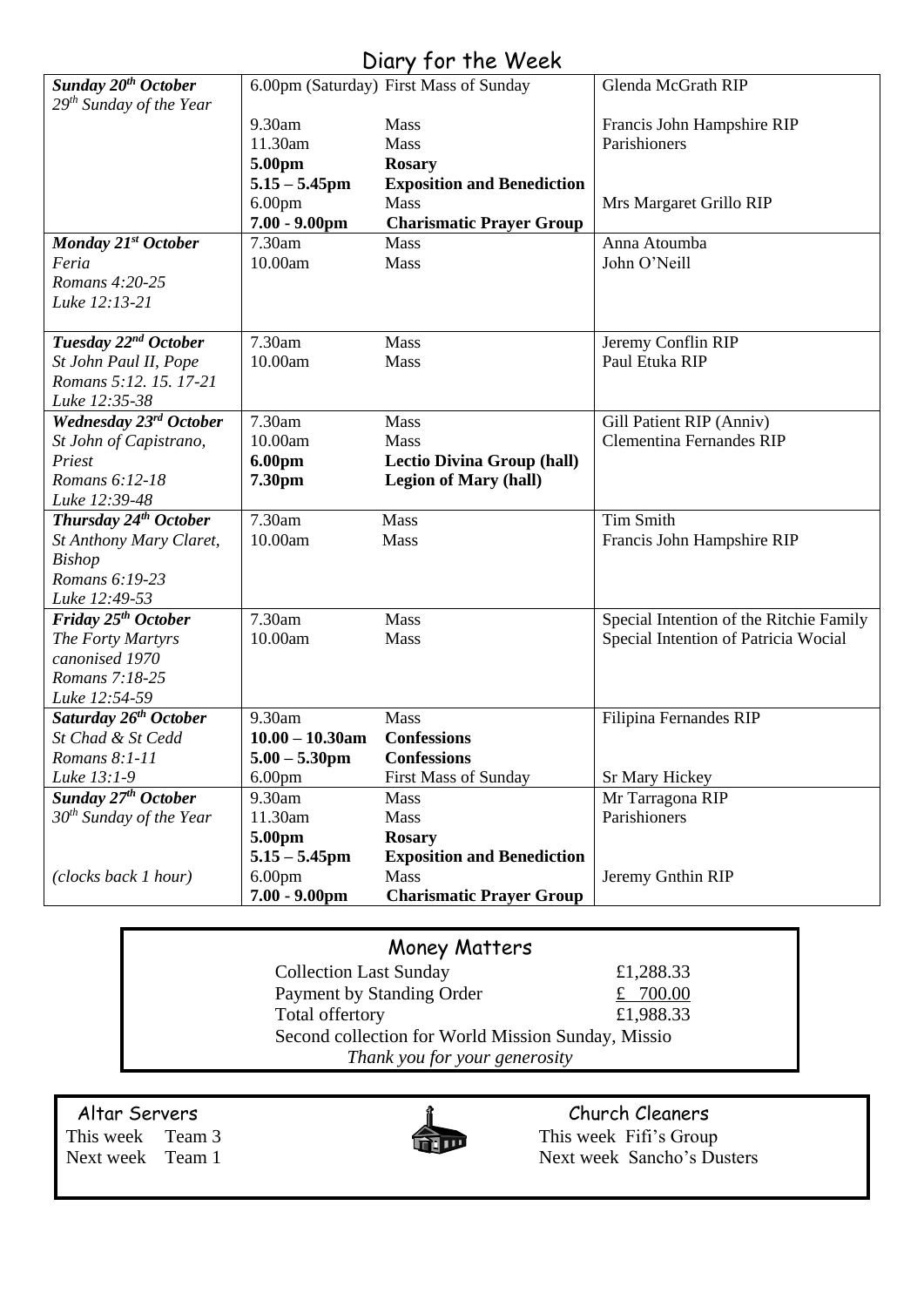## Diary for the Week

| Day | Time | Event | Intention |
|---|---|---|---|
| ***Sunday 20th October*** *29th Sunday of the Year* | 6.00pm (Saturday) | First Mass of Sunday | Glenda McGrath RIP |
| | 9.30am | Mass | Francis John Hampshire RIP |
| | 11.30am | Mass | Parishioners |
| | **5.00pm** | **Rosary** | |
| | **5.15 – 5.45pm** | **Exposition and Benediction** | |
| | 6.00pm | Mass | Mrs Margaret Grillo RIP |
| | **7.00 - 9.00pm** | **Charismatic Prayer Group** | |
| ***Monday 21st October*** *Feria* *Romans 4:20-25* *Luke 12:13-21* | 7.30am | Mass | Anna Atoumba |
| | 10.00am | Mass | John O'Neill |
| ***Tuesday 22nd October*** *St John Paul II, Pope* *Romans 5:12. 15. 17-21* *Luke 12:35-38* | 7.30am | Mass | Jeremy Conflin RIP |
| | 10.00am | Mass | Paul Etuka RIP |
| ***Wednesday 23rd October*** *St John of Capistrano, Priest* *Romans 6:12-18* *Luke 12:39-48* | 7.30am | Mass | Gill Patient RIP (Anniv) |
| | 10.00am | Mass | Clementina Fernandes RIP |
| | **6.00pm** | **Lectio Divina Group (hall)** | |
| | **7.30pm** | **Legion of Mary (hall)** | |
| ***Thursday 24th October*** *St Anthony Mary Claret, Bishop* *Romans 6:19-23* *Luke 12:49-53* | 7.30am | Mass | Tim Smith |
| | 10.00am | Mass | Francis John Hampshire RIP |
| ***Friday 25th October*** *The Forty Martyrs canonised 1970* *Romans 7:18-25* *Luke 12:54-59* | 7.30am | Mass | Special Intention of the Ritchie Family |
| | 10.00am | Mass | Special Intention of Patricia Wocial |
| ***Saturday 26th October*** *St Chad & St Cedd* *Romans 8:1-11* *Luke 13:1-9* | 9.30am | Mass | Filipina Fernandes RIP |
| | **10.00 – 10.30am** | **Confessions** | |
| | **5.00 – 5.30pm** | **Confessions** | |
| | 6.00pm | First Mass of Sunday | Sr Mary Hickey |
| ***Sunday 27th October*** *30th Sunday of the Year* | 9.30am | Mass | Mr Tarragona RIP |
| | 11.30am | Mass | Parishioners |
| | **5.00pm** | **Rosary** | |
| | **5.15 – 5.45pm** | **Exposition and Benediction** | |
| *(clocks back 1 hour)* | 6.00pm | Mass | Jeremy Gnthin RIP |
| | **7.00 - 9.00pm** | **Charismatic Prayer Group** | |

## Money Matters

| | |
|---|---|
| Collection Last Sunday | £1,288.33 |
| Payment by Standing Order | £ 700.00 |
| Total offertory | £1,988.33 |

Second collection for World Mission Sunday, Missio

*Thank you for your generosity*

## Altar Servers

This week Team 3
Next week Team 1

## Church Cleaners

This week Fifi's Group
Next week Sancho's Dusters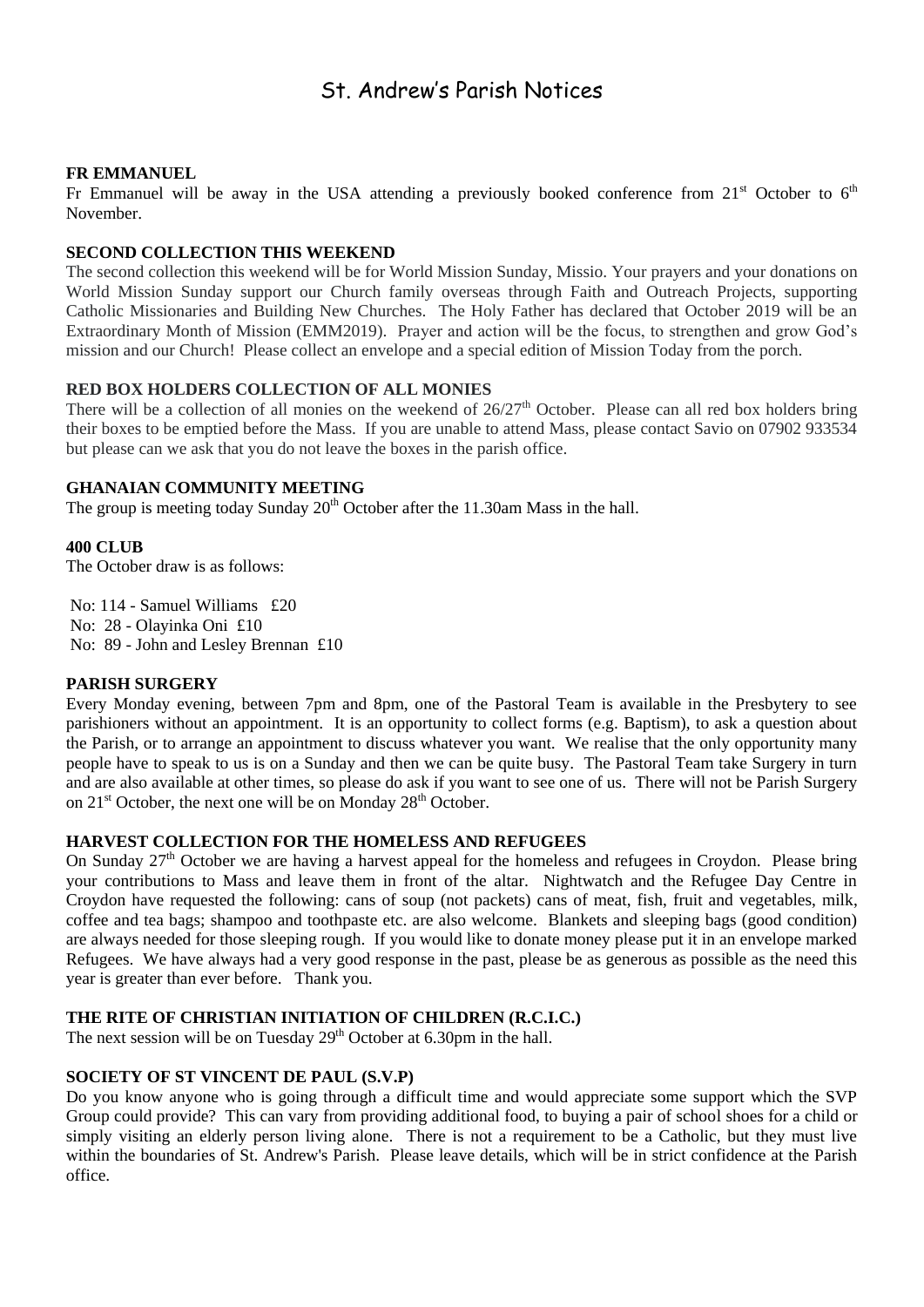# St. Andrew's Parish Notices

**FR EMMANUEL**

Fr Emmanuel will be away in the USA attending a previously booked conference from 21st October to 6th November.

**SECOND COLLECTION THIS WEEKEND**

The second collection this weekend will be for World Mission Sunday, Missio. Your prayers and your donations on World Mission Sunday support our Church family overseas through Faith and Outreach Projects, supporting Catholic Missionaries and Building New Churches. The Holy Father has declared that October 2019 will be an Extraordinary Month of Mission (EMM2019). Prayer and action will be the focus, to strengthen and grow God's mission and our Church! Please collect an envelope and a special edition of Mission Today from the porch.

**RED BOX HOLDERS COLLECTION OF ALL MONIES**

There will be a collection of all monies on the weekend of 26/27th October. Please can all red box holders bring their boxes to be emptied before the Mass. If you are unable to attend Mass, please contact Savio on 07902 933534 but please can we ask that you do not leave the boxes in the parish office.

**GHANAIAN COMMUNITY MEETING**

The group is meeting today Sunday 20th October after the 11.30am Mass in the hall.

**400 CLUB**

The October draw is as follows:

No: 114 - Samuel Williams £20
No: 28 - Olayinka Oni £10
No: 89 - John and Lesley Brennan £10

**PARISH SURGERY**

Every Monday evening, between 7pm and 8pm, one of the Pastoral Team is available in the Presbytery to see parishioners without an appointment. It is an opportunity to collect forms (e.g. Baptism), to ask a question about the Parish, or to arrange an appointment to discuss whatever you want. We realise that the only opportunity many people have to speak to us is on a Sunday and then we can be quite busy. The Pastoral Team take Surgery in turn and are also available at other times, so please do ask if you want to see one of us. There will not be Parish Surgery on 21st October, the next one will be on Monday 28th October.

**HARVEST COLLECTION FOR THE HOMELESS AND REFUGEES**

On Sunday 27th October we are having a harvest appeal for the homeless and refugees in Croydon. Please bring your contributions to Mass and leave them in front of the altar. Nightwatch and the Refugee Day Centre in Croydon have requested the following: cans of soup (not packets) cans of meat, fish, fruit and vegetables, milk, coffee and tea bags; shampoo and toothpaste etc. are also welcome. Blankets and sleeping bags (good condition) are always needed for those sleeping rough. If you would like to donate money please put it in an envelope marked Refugees. We have always had a very good response in the past, please be as generous as possible as the need this year is greater than ever before. Thank you.

**THE RITE OF CHRISTIAN INITIATION OF CHILDREN (R.C.I.C.)**

The next session will be on Tuesday 29th October at 6.30pm in the hall.

**SOCIETY OF ST VINCENT DE PAUL (S.V.P)**

Do you know anyone who is going through a difficult time and would appreciate some support which the SVP Group could provide? This can vary from providing additional food, to buying a pair of school shoes for a child or simply visiting an elderly person living alone. There is not a requirement to be a Catholic, but they must live within the boundaries of St. Andrew's Parish. Please leave details, which will be in strict confidence at the Parish office.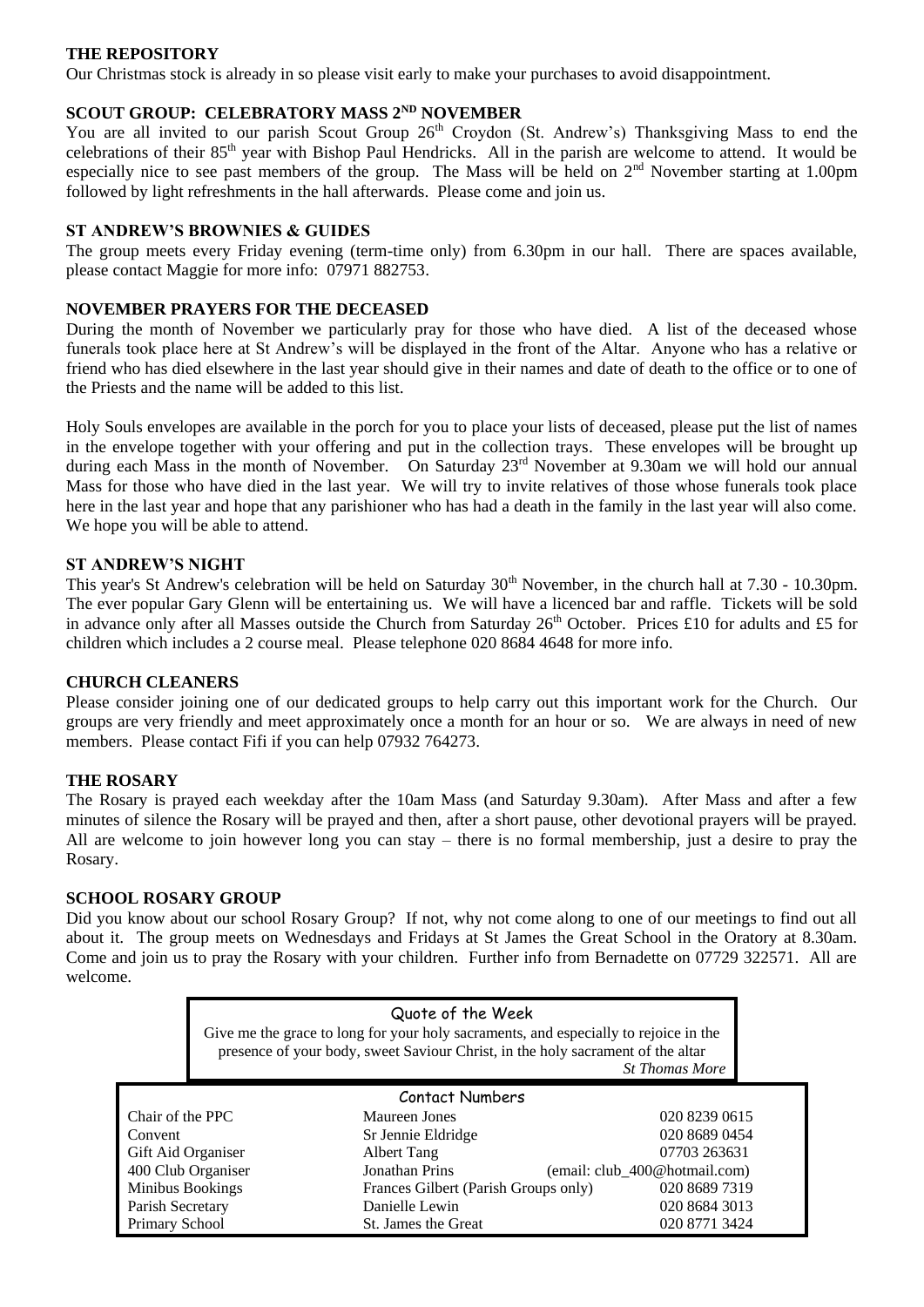## THE REPOSITORY

Our Christmas stock is already in so please visit early to make your purchases to avoid disappointment.

## SCOUT GROUP: CELEBRATORY MASS 2ND NOVEMBER

You are all invited to our parish Scout Group 26th Croydon (St. Andrew's) Thanksgiving Mass to end the celebrations of their 85th year with Bishop Paul Hendricks. All in the parish are welcome to attend. It would be especially nice to see past members of the group. The Mass will be held on 2nd November starting at 1.00pm followed by light refreshments in the hall afterwards. Please come and join us.

## ST ANDREW'S BROWNIES & GUIDES

The group meets every Friday evening (term-time only) from 6.30pm in our hall. There are spaces available, please contact Maggie for more info: 07971 882753.

## NOVEMBER PRAYERS FOR THE DECEASED

During the month of November we particularly pray for those who have died. A list of the deceased whose funerals took place here at St Andrew's will be displayed in the front of the Altar. Anyone who has a relative or friend who has died elsewhere in the last year should give in their names and date of death to the office or to one of the Priests and the name will be added to this list.

Holy Souls envelopes are available in the porch for you to place your lists of deceased, please put the list of names in the envelope together with your offering and put in the collection trays. These envelopes will be brought up during each Mass in the month of November. On Saturday 23rd November at 9.30am we will hold our annual Mass for those who have died in the last year. We will try to invite relatives of those whose funerals took place here in the last year and hope that any parishioner who has had a death in the family in the last year will also come. We hope you will be able to attend.

## ST ANDREW'S NIGHT

This year's St Andrew's celebration will be held on Saturday 30th November, in the church hall at 7.30 - 10.30pm. The ever popular Gary Glenn will be entertaining us. We will have a licenced bar and raffle. Tickets will be sold in advance only after all Masses outside the Church from Saturday 26th October. Prices £10 for adults and £5 for children which includes a 2 course meal. Please telephone 020 8684 4648 for more info.

## CHURCH CLEANERS

Please consider joining one of our dedicated groups to help carry out this important work for the Church. Our groups are very friendly and meet approximately once a month for an hour or so. We are always in need of new members. Please contact Fifi if you can help 07932 764273.

## THE ROSARY

The Rosary is prayed each weekday after the 10am Mass (and Saturday 9.30am). After Mass and after a few minutes of silence the Rosary will be prayed and then, after a short pause, other devotional prayers will be prayed. All are welcome to join however long you can stay – there is no formal membership, just a desire to pray the Rosary.

## SCHOOL ROSARY GROUP

Did you know about our school Rosary Group? If not, why not come along to one of our meetings to find out all about it. The group meets on Wednesdays and Fridays at St James the Great School in the Oratory at 8.30am. Come and join us to pray the Rosary with your children. Further info from Bernadette on 07729 322571. All are welcome.

### Quote of the Week

Give me the grace to long for your holy sacraments, and especially to rejoice in the presence of your body, sweet Saviour Christ, in the holy sacrament of the altar

*St Thomas More*

### Contact Numbers

| | | |
|---|---|---|
| Chair of the PPC | Maureen Jones | 020 8239 0615 |
| Convent | Sr Jennie Eldridge | 020 8689 0454 |
| Gift Aid Organiser | Albert Tang | 07703 263631 |
| 400 Club Organiser | Jonathan Prins | (email: club_400@hotmail.com) |
| Minibus Bookings | Frances Gilbert (Parish Groups only) | 020 8689 7319 |
| Parish Secretary | Danielle Lewin | 020 8684 3013 |
| Primary School | St. James the Great | 020 8771 3424 |